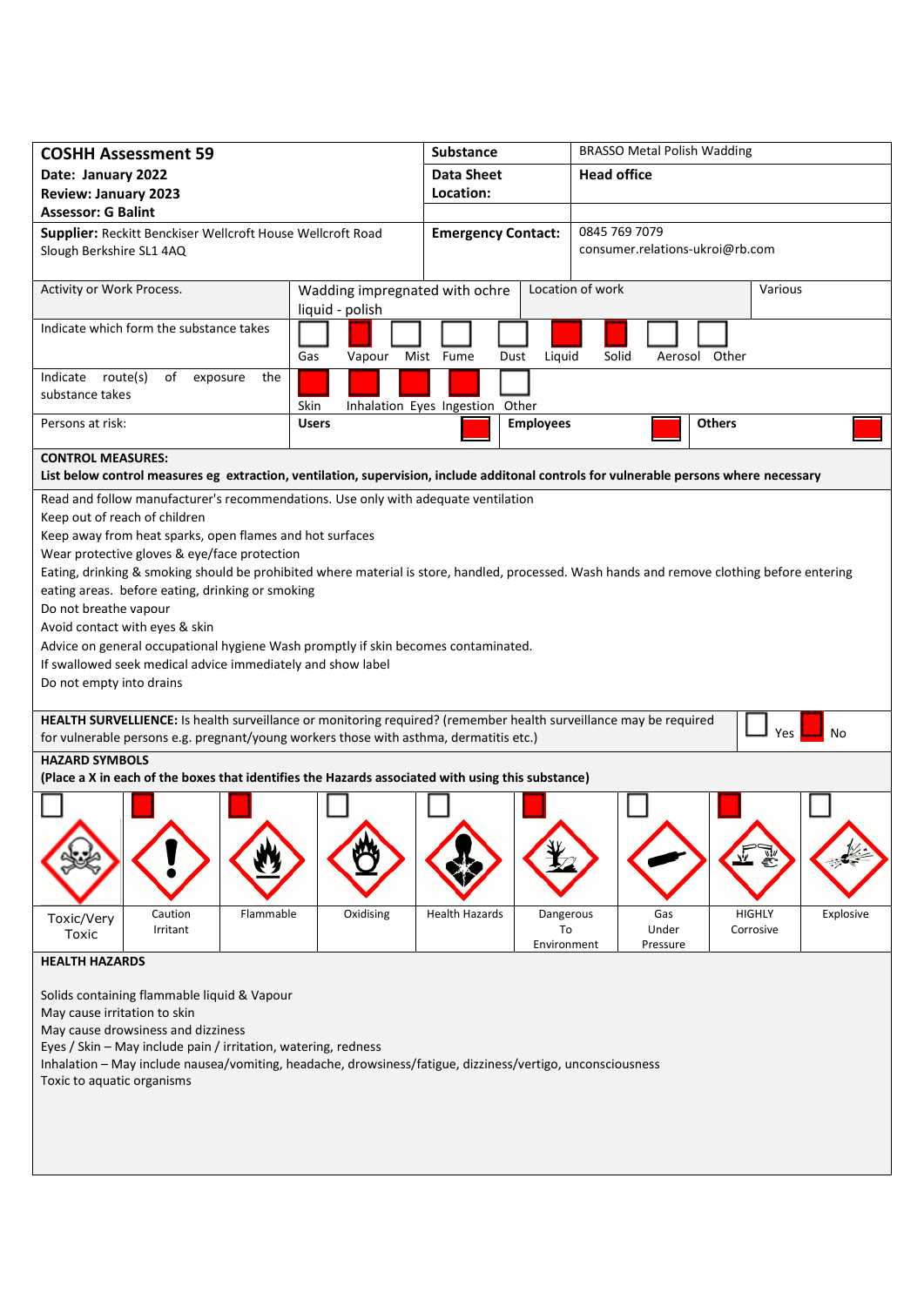| **COSHH Assessment 59**<br>**Date: January 2022**<br>**Review: January 2023**<br>**Assessor: G Balint** | **Substance** | BRASSO Metal Polish Wadding |
|---|---|---|
| | **Data Sheet Location:** | **Head office** |
| **Supplier:** Reckitt Benckiser Wellcroft House Wellcroft Road Slough Berkshire SL1 4AQ | **Emergency Contact:** | 0845 769 7079<br>consumer.relations-ukroi@rb.com |

| Activity or Work Process. | Wadding impregnated with ochre liquid - polish | Location of work | Various |
|---|---|---|---|

**Indicate which form the substance takes**

| Gas | Vapour | Mist | Fume | Dust | Liquid | Solid | Aerosol | Other |
|---|---|---|---|---|---|---|---|---|
| | ■ | | | | ■ | ■ | | |

**Indicate route(s) of exposure the substance takes**

| Skin | Inhalation | Eyes | Ingestion | Other |
|---|---|---|---|---|
| ■ | ■ | ■ | ■ | |

**Persons at risk:**

| Users | Employees | Others |
|---|---|---|
| ■ | ■ | ■ |

**CONTROL MEASURES:**
**List below control measures eg extraction, ventilation, supervision, include additonal controls for vulnerable persons where necessary**

Read and follow manufacturer's recommendations. Use only with adequate ventilation
Keep out of reach of children
Keep away from heat sparks, open flames and hot surfaces
Wear protective gloves & eye/face protection
Eating, drinking & smoking should be prohibited where material is store, handled, processed. Wash hands and remove clothing before entering eating areas. before eating, drinking or smoking
Do not breathe vapour
Avoid contact with eyes & skin
Advice on general occupational hygiene Wash promptly if skin becomes contaminated.
If swallowed seek medical advice immediately and show label
Do not empty into drains

**HEALTH SURVELLIENCE:** Is health surveillance or monitoring required? (remember health surveillance may be required for vulnerable persons e.g. pregnant/young workers those with asthma, dermatitis etc.) ☐ Yes ■ No

**HAZARD SYMBOLS**
**(Place a X in each of the boxes that identifies the Hazards associated with using this substance)**

| Toxic/Very Toxic | Caution Irritant | Flammable | Oxidising | Health Hazards | Dangerous To Environment | Gas Under Pressure | HIGHLY Corrosive | Explosive |
|---|---|---|---|---|---|---|---|---|
| | ■ | ■ | | | ■ | | ■ | |

**HEALTH HAZARDS**

Solids containing flammable liquid & Vapour
May cause irritation to skin
May cause drowsiness and dizziness
Eyes / Skin – May include pain / irritation, watering, redness
Inhalation – May include nausea/vomiting, headache, drowsiness/fatigue, dizziness/vertigo, unconsciousness
Toxic to aquatic organisms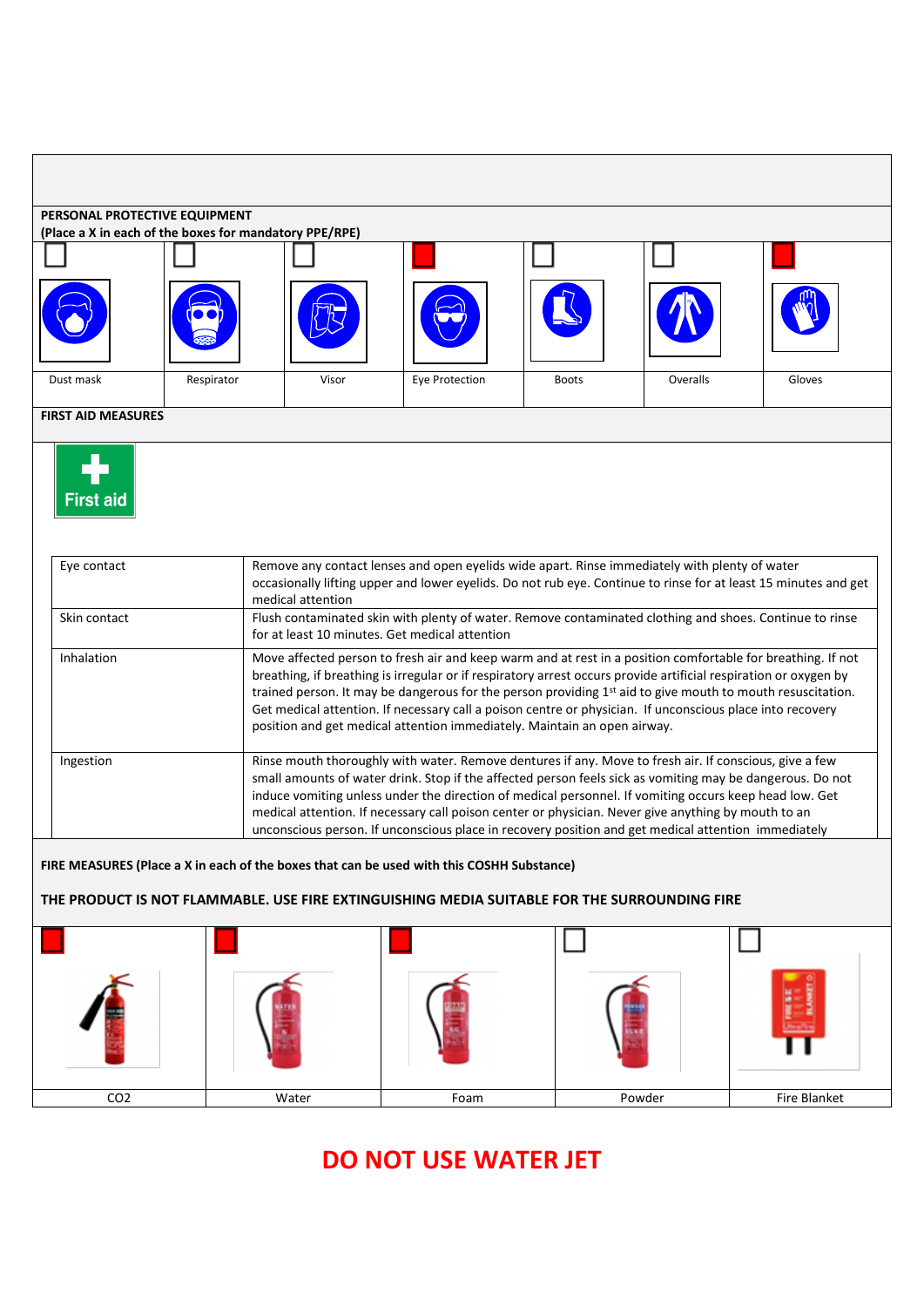**PERSONAL PROTECTIVE EQUIPMENT**
**(Place a X in each of the boxes for mandatory PPE/RPE)**

| Dust mask | Respirator | Visor | Eye Protection | Boots | Overalls | Gloves |
|---|---|---|---|---|---|---|
| ☐ | ☐ | ☐ | ■ | ☐ | ☐ | ■ |

**FIRST AID MEASURES**

First aid

| | |
|---|---|
| Eye contact | Remove any contact lenses and open eyelids wide apart. Rinse immediately with plenty of water occasionally lifting upper and lower eyelids. Do not rub eye. Continue to rinse for at least 15 minutes and get medical attention |
| Skin contact | Flush contaminated skin with plenty of water. Remove contaminated clothing and shoes. Continue to rinse for at least 10 minutes. Get medical attention |
| Inhalation | Move affected person to fresh air and keep warm and at rest in a position comfortable for breathing. If not breathing, if breathing is irregular or if respiratory arrest occurs provide artificial respiration or oxygen by trained person. It may be dangerous for the person providing 1st aid to give mouth to mouth resuscitation. Get medical attention. If necessary call a poison centre or physician. If unconscious place into recovery position and get medical attention immediately. Maintain an open airway. |
| Ingestion | Rinse mouth thoroughly with water. Remove dentures if any. Move to fresh air. If conscious, give a few small amounts of water drink. Stop if the affected person feels sick as vomiting may be dangerous. Do not induce vomiting unless under the direction of medical personnel. If vomiting occurs keep head low. Get medical attention. If necessary call poison center or physician. Never give anything by mouth to an unconscious person. If unconscious place in recovery position and get medical attention immediately |

**FIRE MEASURES (Place a X in each of the boxes that can be used with this COSHH Substance)**

**THE PRODUCT IS NOT FLAMMABLE. USE FIRE EXTINGUISHING MEDIA SUITABLE FOR THE SURROUNDING FIRE**

| $CO_2$ | Water | Foam | Powder | Fire Blanket |
|---|---|---|---|---|
| ■ | ■ | ■ | ☐ | ☐ |

## DO NOT USE WATER JET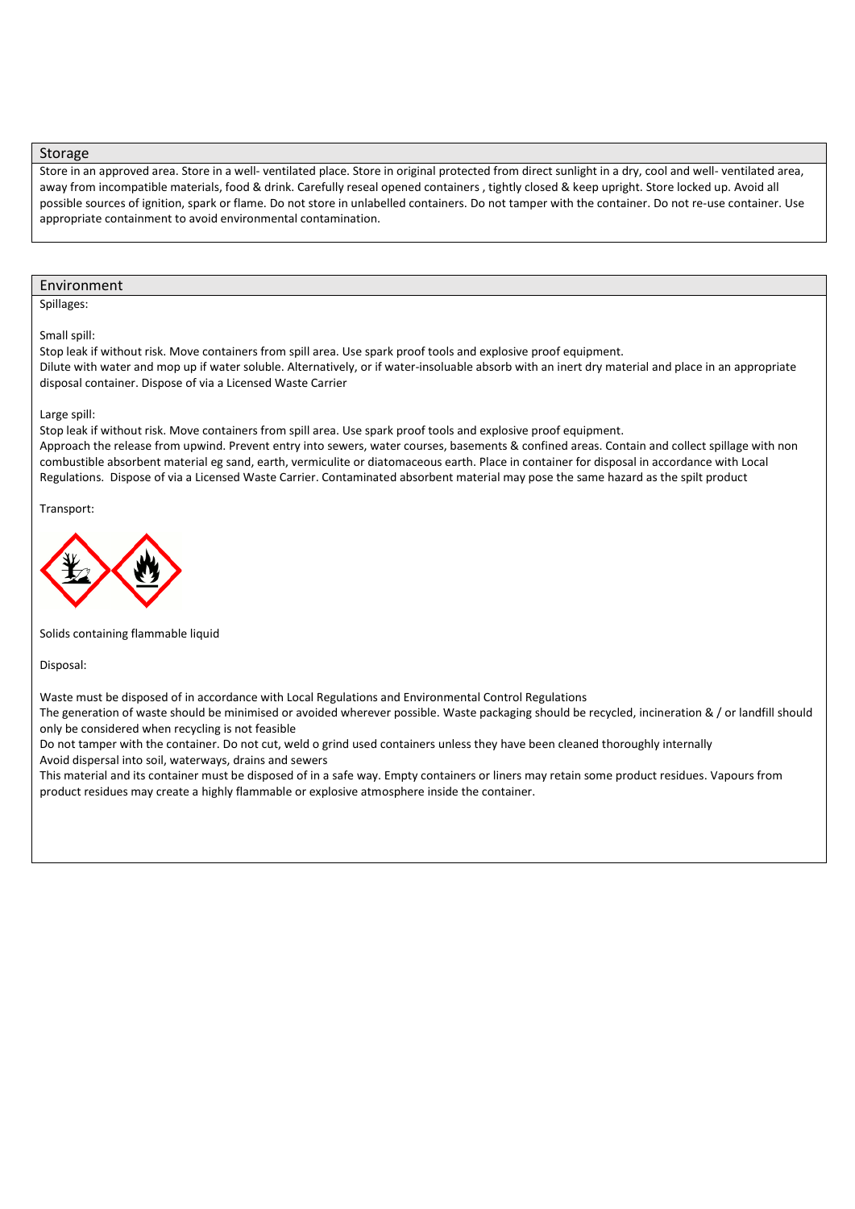## Storage

Store in an approved area. Store in a well- ventilated place. Store in original protected from direct sunlight in a dry, cool and well- ventilated area, away from incompatible materials, food & drink. Carefully reseal opened containers , tightly closed & keep upright. Store locked up. Avoid all possible sources of ignition, spark or flame. Do not store in unlabelled containers. Do not tamper with the container. Do not re-use container. Use appropriate containment to avoid environmental contamination.

## Environment

Spillages:

Small spill:

Stop leak if without risk. Move containers from spill area. Use spark proof tools and explosive proof equipment.
Dilute with water and mop up if water soluble. Alternatively, or if water-insoluable absorb with an inert dry material and place in an appropriate disposal container. Dispose of via a Licensed Waste Carrier

Large spill:

Stop leak if without risk. Move containers from spill area. Use spark proof tools and explosive proof equipment.
Approach the release from upwind. Prevent entry into sewers, water courses, basements & confined areas. Contain and collect spillage with non combustible absorbent material eg sand, earth, vermiculite or diatomaceous earth. Place in container for disposal in accordance with Local Regulations. Dispose of via a Licensed Waste Carrier. Contaminated absorbent material may pose the same hazard as the spilt product

Transport:

Solids containing flammable liquid

Disposal:

Waste must be disposed of in accordance with Local Regulations and Environmental Control Regulations
The generation of waste should be minimised or avoided wherever possible. Waste packaging should be recycled, incineration & / or landfill should only be considered when recycling is not feasible
Do not tamper with the container. Do not cut, weld o grind used containers unless they have been cleaned thoroughly internally
Avoid dispersal into soil, waterways, drains and sewers
This material and its container must be disposed of in a safe way. Empty containers or liners may retain some product residues. Vapours from product residues may create a highly flammable or explosive atmosphere inside the container.